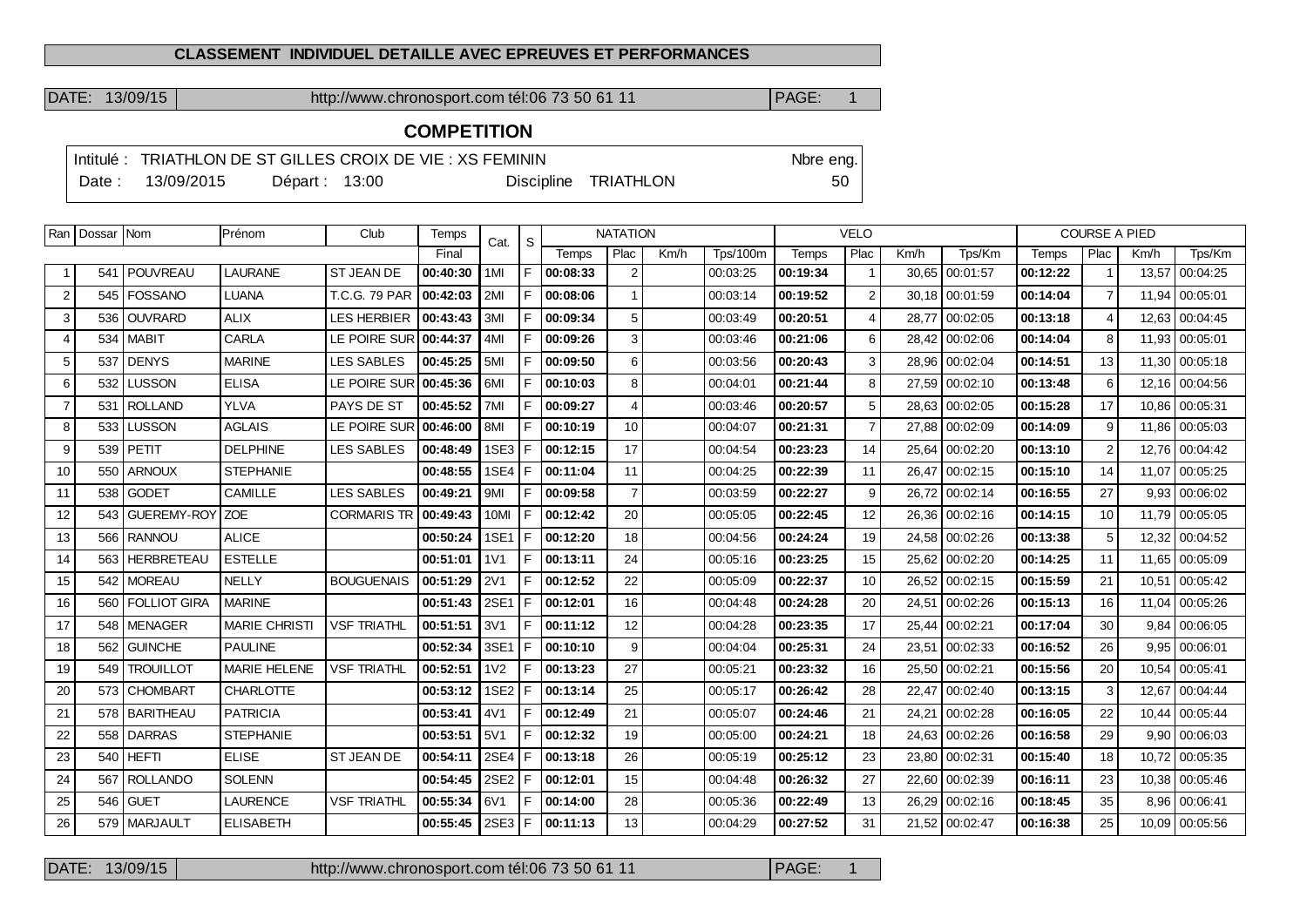# CLASSEMENT INDIVIDUEL DETAILLE AVEC EPREUVES ET PERFORMANCES

DATE: 13/09/15 | http://www.chronosport.com tél:06 73 50 61 11 | PAGE: 1

## COMPETITION

Intitulé : TRIATHLON DE ST GILLES CROIX DE VIE : XS FEMININ — Nbre eng. 50

Date : 13/09/2015 Départ : 13:00 Discipline TRIATHLON

| Ran | Dossar | Nom | Prénom | Club | Temps | Cat. | S | NATATION | | | | VELO | | | | COURSE A PIED | | | |
|---|---|---|---|---|---|---|---|---|---|---|---|---|---|---|---|---|---|---|---|
| | | | | | Final | | | Temps | Plac | Km/h | Tps/100m | Temps | Plac | Km/h | Tps/Km | Temps | Plac | Km/h | Tps/Km |
| 1 | 541 | POUVREAU | LAURANE | ST JEAN DE | 00:40:30 | 1MI | F | 00:08:33 | 2 | | 00:03:25 | 00:19:34 | 1 | 30,65 | 00:01:57 | 00:12:22 | 1 | 13,57 | 00:04:25 |
| 2 | 545 | FOSSANO | LUANA | T.C.G. 79 PAR | 00:42:03 | 2MI | F | 00:08:06 | 1 | | 00:03:14 | 00:19:52 | 2 | 30,18 | 00:01:59 | 00:14:04 | 7 | 11,94 | 00:05:01 |
| 3 | 536 | OUVRARD | ALIX | LES HERBIER | 00:43:43 | 3MI | F | 00:09:34 | 5 | | 00:03:49 | 00:20:51 | 4 | 28,77 | 00:02:05 | 00:13:18 | 4 | 12,63 | 00:04:45 |
| 4 | 534 | MABIT | CARLA | LE POIRE SUR | 00:44:37 | 4MI | F | 00:09:26 | 3 | | 00:03:46 | 00:21:06 | 6 | 28,42 | 00:02:06 | 00:14:04 | 8 | 11,93 | 00:05:01 |
| 5 | 537 | DENYS | MARINE | LES SABLES | 00:45:25 | 5MI | F | 00:09:50 | 6 | | 00:03:56 | 00:20:43 | 3 | 28,96 | 00:02:04 | 00:14:51 | 13 | 11,30 | 00:05:18 |
| 6 | 532 | LUSSON | ELISA | LE POIRE SUR | 00:45:36 | 6MI | F | 00:10:03 | 8 | | 00:04:01 | 00:21:44 | 8 | 27,59 | 00:02:10 | 00:13:48 | 6 | 12,16 | 00:04:56 |
| 7 | 531 | ROLLAND | YLVA | PAYS DE ST | 00:45:52 | 7MI | F | 00:09:27 | 4 | | 00:03:46 | 00:20:57 | 5 | 28,63 | 00:02:05 | 00:15:28 | 17 | 10,86 | 00:05:31 |
| 8 | 533 | LUSSON | AGLAIS | LE POIRE SUR | 00:46:00 | 8MI | F | 00:10:19 | 10 | | 00:04:07 | 00:21:31 | 7 | 27,88 | 00:02:09 | 00:14:09 | 9 | 11,86 | 00:05:03 |
| 9 | 539 | PETIT | DELPHINE | LES SABLES | 00:48:49 | 1SE3 | F | 00:12:15 | 17 | | 00:04:54 | 00:23:23 | 14 | 25,64 | 00:02:20 | 00:13:10 | 2 | 12,76 | 00:04:42 |
| 10 | 550 | ARNOUX | STEPHANIE | | 00:48:55 | 1SE4 | F | 00:11:04 | 11 | | 00:04:25 | 00:22:39 | 11 | 26,47 | 00:02:15 | 00:15:10 | 14 | 11,07 | 00:05:25 |
| 11 | 538 | GODET | CAMILLE | LES SABLES | 00:49:21 | 9MI | F | 00:09:58 | 7 | | 00:03:59 | 00:22:27 | 9 | 26,72 | 00:02:14 | 00:16:55 | 27 | 9,93 | 00:06:02 |
| 12 | 543 | GUEREMY-ROY | ZOE | CORMARIS TR | 00:49:43 | 10MI | F | 00:12:42 | 20 | | 00:05:05 | 00:22:45 | 12 | 26,36 | 00:02:16 | 00:14:15 | 10 | 11,79 | 00:05:05 |
| 13 | 566 | RANNOU | ALICE | | 00:50:24 | 1SE1 | F | 00:12:20 | 18 | | 00:04:56 | 00:24:24 | 19 | 24,58 | 00:02:26 | 00:13:38 | 5 | 12,32 | 00:04:52 |
| 14 | 563 | HERBRETEAU | ESTELLE | | 00:51:01 | 1V1 | F | 00:13:11 | 24 | | 00:05:16 | 00:23:25 | 15 | 25,62 | 00:02:20 | 00:14:25 | 11 | 11,65 | 00:05:09 |
| 15 | 542 | MOREAU | NELLY | BOUGUENAIS | 00:51:29 | 2V1 | F | 00:12:52 | 22 | | 00:05:09 | 00:22:37 | 10 | 26,52 | 00:02:15 | 00:15:59 | 21 | 10,51 | 00:05:42 |
| 16 | 560 | FOLLIOT GIRA | MARINE | | 00:51:43 | 2SE1 | F | 00:12:01 | 16 | | 00:04:48 | 00:24:28 | 20 | 24,51 | 00:02:26 | 00:15:13 | 16 | 11,04 | 00:05:26 |
| 17 | 548 | MENAGER | MARIE CHRISTI | VSF TRIATHL | 00:51:51 | 3V1 | F | 00:11:12 | 12 | | 00:04:28 | 00:23:35 | 17 | 25,44 | 00:02:21 | 00:17:04 | 30 | 9,84 | 00:06:05 |
| 18 | 562 | GUINCHE | PAULINE | | 00:52:34 | 3SE1 | F | 00:10:10 | 9 | | 00:04:04 | 00:25:31 | 24 | 23,51 | 00:02:33 | 00:16:52 | 26 | 9,95 | 00:06:01 |
| 19 | 549 | TROUILLOT | MARIE HELENE | VSF TRIATHL | 00:52:51 | 1V2 | F | 00:13:23 | 27 | | 00:05:21 | 00:23:32 | 16 | 25,50 | 00:02:21 | 00:15:56 | 20 | 10,54 | 00:05:41 |
| 20 | 573 | CHOMBART | CHARLOTTE | | 00:53:12 | 1SE2 | F | 00:13:14 | 25 | | 00:05:17 | 00:26:42 | 28 | 22,47 | 00:02:40 | 00:13:15 | 3 | 12,67 | 00:04:44 |
| 21 | 578 | BARITHEAU | PATRICIA | | 00:53:41 | 4V1 | F | 00:12:49 | 21 | | 00:05:07 | 00:24:46 | 21 | 24,21 | 00:02:28 | 00:16:05 | 22 | 10,44 | 00:05:44 |
| 22 | 558 | DARRAS | STEPHANIE | | 00:53:51 | 5V1 | F | 00:12:32 | 19 | | 00:05:00 | 00:24:21 | 18 | 24,63 | 00:02:26 | 00:16:58 | 29 | 9,90 | 00:06:03 |
| 23 | 540 | HEFTI | ELISE | ST JEAN DE | 00:54:11 | 2SE4 | F | 00:13:18 | 26 | | 00:05:19 | 00:25:12 | 23 | 23,80 | 00:02:31 | 00:15:40 | 18 | 10,72 | 00:05:35 |
| 24 | 567 | ROLLANDO | SOLENN | | 00:54:45 | 2SE2 | F | 00:12:01 | 15 | | 00:04:48 | 00:26:32 | 27 | 22,60 | 00:02:39 | 00:16:11 | 23 | 10,38 | 00:05:46 |
| 25 | 546 | GUET | LAURENCE | VSF TRIATHL | 00:55:34 | 6V1 | F | 00:14:00 | 28 | | 00:05:36 | 00:22:49 | 13 | 26,29 | 00:02:16 | 00:18:45 | 35 | 8,96 | 00:06:41 |
| 26 | 579 | MARJAULT | ELISABETH | | 00:55:45 | 2SE3 | F | 00:11:13 | 13 | | 00:04:29 | 00:27:52 | 31 | 21,52 | 00:02:47 | 00:16:38 | 25 | 10,09 | 00:05:56 |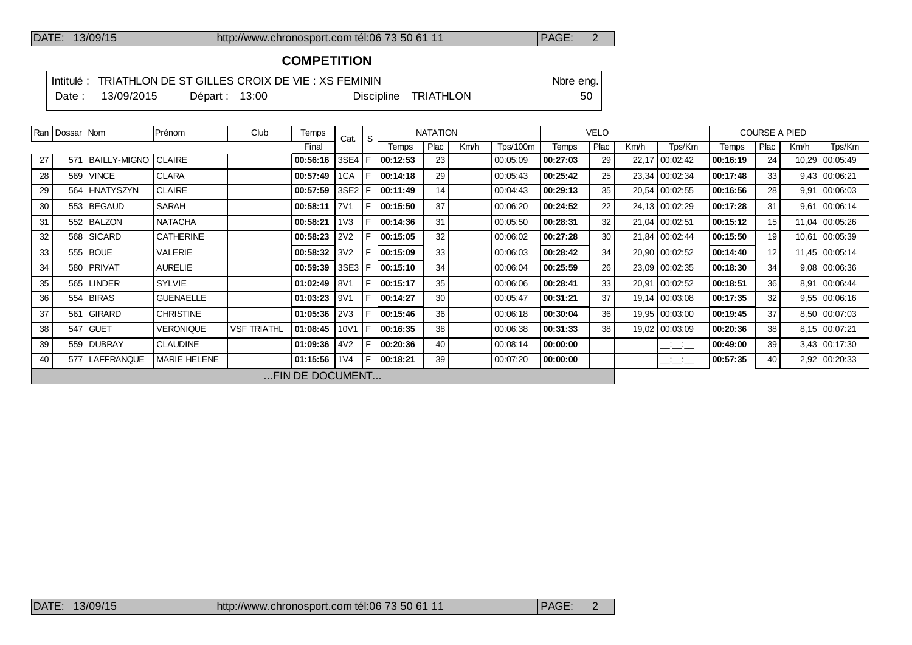## COMPETITION

Intitulé : TRIATHLON DE ST GILLES CROIX DE VIE : XS FEMININ — Nbre eng.

Date : 13/09/2015 — Départ : 13:00 — Discipline TRIATHLON — 50

| Ran | Dossar | Nom | Prénom | Club | Temps | Cat. | S | NATATION | | | | VELO | | | | COURSE A PIED | | | |
|---|---|---|---|---|---|---|---|---|---|---|---|---|---|---|---|---|---|---|---|
| | | | | | Final | | | Temps | Plac | Km/h | Tps/100m | Temps | Plac | Km/h | Tps/Km | Temps | Plac | Km/h | Tps/Km |
| 27 | 571 | BAILLY-MIGNO | CLAIRE | | 00:56:16 | 3SE4 | F | 00:12:53 | 23 | | 00:05:09 | 00:27:03 | 29 | 22,17 | 00:02:42 | 00:16:19 | 24 | 10,29 | 00:05:49 |
| 28 | 569 | VINCE | CLARA | | 00:57:49 | 1CA | F | 00:14:18 | 29 | | 00:05:43 | 00:25:42 | 25 | 23,34 | 00:02:34 | 00:17:48 | 33 | 9,43 | 00:06:21 |
| 29 | 564 | HNATYSZYN | CLAIRE | | 00:57:59 | 3SE2 | F | 00:11:49 | 14 | | 00:04:43 | 00:29:13 | 35 | 20,54 | 00:02:55 | 00:16:56 | 28 | 9,91 | 00:06:03 |
| 30 | 553 | BEGAUD | SARAH | | 00:58:11 | 7V1 | F | 00:15:50 | 37 | | 00:06:20 | 00:24:52 | 22 | 24,13 | 00:02:29 | 00:17:28 | 31 | 9,61 | 00:06:14 |
| 31 | 552 | BALZON | NATACHA | | 00:58:21 | 1V3 | F | 00:14:36 | 31 | | 00:05:50 | 00:28:31 | 32 | 21,04 | 00:02:51 | 00:15:12 | 15 | 11,04 | 00:05:26 |
| 32 | 568 | SICARD | CATHERINE | | 00:58:23 | 2V2 | F | 00:15:05 | 32 | | 00:06:02 | 00:27:28 | 30 | 21,84 | 00:02:44 | 00:15:50 | 19 | 10,61 | 00:05:39 |
| 33 | 555 | BOUE | VALERIE | | 00:58:32 | 3V2 | F | 00:15:09 | 33 | | 00:06:03 | 00:28:42 | 34 | 20,90 | 00:02:52 | 00:14:40 | 12 | 11,45 | 00:05:14 |
| 34 | 580 | PRIVAT | AURELIE | | 00:59:39 | 3SE3 | F | 00:15:10 | 34 | | 00:06:04 | 00:25:59 | 26 | 23,09 | 00:02:35 | 00:18:30 | 34 | 9,08 | 00:06:36 |
| 35 | 565 | LINDER | SYLVIE | | 01:02:49 | 8V1 | F | 00:15:17 | 35 | | 00:06:06 | 00:28:41 | 33 | 20,91 | 00:02:52 | 00:18:51 | 36 | 8,91 | 00:06:44 |
| 36 | 554 | BIRAS | GUENAELLE | | 01:03:23 | 9V1 | F | 00:14:27 | 30 | | 00:05:47 | 00:31:21 | 37 | 19,14 | 00:03:08 | 00:17:35 | 32 | 9,55 | 00:06:16 |
| 37 | 561 | GIRARD | CHRISTINE | | 01:05:36 | 2V3 | F | 00:15:46 | 36 | | 00:06:18 | 00:30:04 | 36 | 19,95 | 00:03:00 | 00:19:45 | 37 | 8,50 | 00:07:03 |
| 38 | 547 | GUET | VERONIQUE | VSF TRIATHL | 01:08:45 | 10V1 | F | 00:16:35 | 38 | | 00:06:38 | 00:31:33 | 38 | 19,02 | 00:03:09 | 00:20:36 | 38 | 8,15 | 00:07:21 |
| 39 | 559 | DUBRAY | CLAUDINE | | 01:09:36 | 4V2 | F | 00:20:36 | 40 | | 00:08:14 | 00:00:00 | | | __:__:__ | 00:49:00 | 39 | 3,43 | 00:17:30 |
| 40 | 577 | LAFFRANQUE | MARIE HELENE | | 01:15:56 | 1V4 | F | 00:18:21 | 39 | | 00:07:20 | 00:00:00 | | | __:__:__ | 00:57:35 | 40 | 2,92 | 00:20:33 |

...FIN DE DOCUMENT...